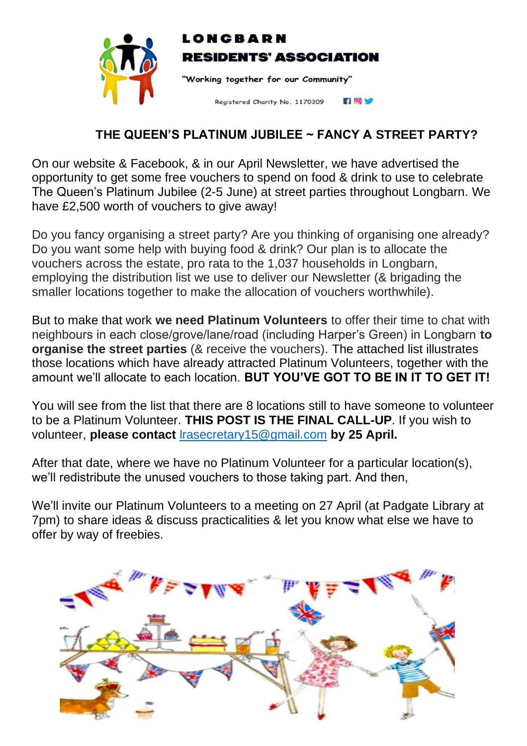**LONGBARN**
**RESIDENTS' ASSOCIATION**

"Working together for our Community"

Registered Charity No. 1170309

## THE QUEEN'S PLATINUM JUBILEE ~ FANCY A STREET PARTY?

On our website & Facebook, & in our April Newsletter, we have advertised the opportunity to get some free vouchers to spend on food & drink to use to celebrate The Queen's Platinum Jubilee (2-5 June) at street parties throughout Longbarn. We have £2,500 worth of vouchers to give away!

Do you fancy organising a street party? Are you thinking of organising one already? Do you want some help with buying food & drink? Our plan is to allocate the vouchers across the estate, pro rata to the 1,037 households in Longbarn, employing the distribution list we use to deliver our Newsletter (& brigading the smaller locations together to make the allocation of vouchers worthwhile).

But to make that work **we need Platinum Volunteers** to offer their time to chat with neighbours in each close/grove/lane/road (including Harper's Green) in Longbarn **to organise the street parties** (& receive the vouchers). The attached list illustrates those locations which have already attracted Platinum Volunteers, together with the amount we'll allocate to each location. **BUT YOU'VE GOT TO BE IN IT TO GET IT!**

You will see from the list that there are 8 locations still to have someone to volunteer to be a Platinum Volunteer. **THIS POST IS THE FINAL CALL-UP**. If you wish to volunteer, **please contact** lrasecretary15@gmail.com **by 25 April.**

After that date, where we have no Platinum Volunteer for a particular location(s), we'll redistribute the unused vouchers to those taking part. And then,

We'll invite our Platinum Volunteers to a meeting on 27 April (at Padgate Library at 7pm) to share ideas & discuss practicalities & let you know what else we have to offer by way of freebies.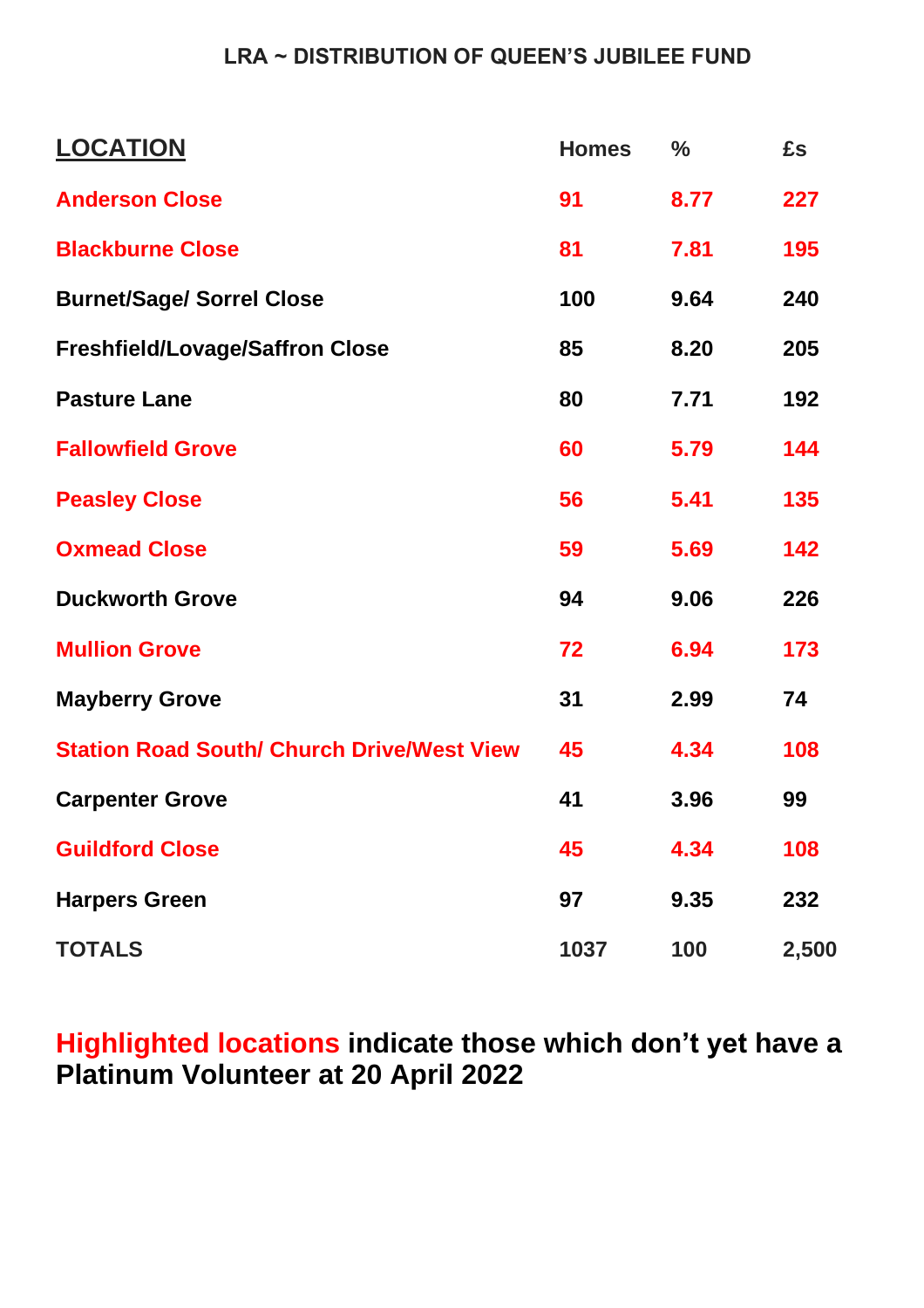## LRA ~ DISTRIBUTION OF QUEEN'S JUBILEE FUND

| LOCATION | Homes | % | £s |
|---|---|---|---|
| Anderson Close | 91 | 8.77 | 227 |
| Blackburne Close | 81 | 7.81 | 195 |
| Burnet/Sage/ Sorrel Close | 100 | 9.64 | 240 |
| Freshfield/Lovage/Saffron Close | 85 | 8.20 | 205 |
| Pasture Lane | 80 | 7.71 | 192 |
| Fallowfield Grove | 60 | 5.79 | 144 |
| Peasley Close | 56 | 5.41 | 135 |
| Oxmead Close | 59 | 5.69 | 142 |
| Duckworth Grove | 94 | 9.06 | 226 |
| Mullion Grove | 72 | 6.94 | 173 |
| Mayberry Grove | 31 | 2.99 | 74 |
| Station Road South/ Church Drive/West View | 45 | 4.34 | 108 |
| Carpenter Grove | 41 | 3.96 | 99 |
| Guildford Close | 45 | 4.34 | 108 |
| Harpers Green | 97 | 9.35 | 232 |
| TOTALS | 1037 | 100 | 2,500 |

**Highlighted locations indicate those which don't yet have a Platinum Volunteer at 20 April 2022**